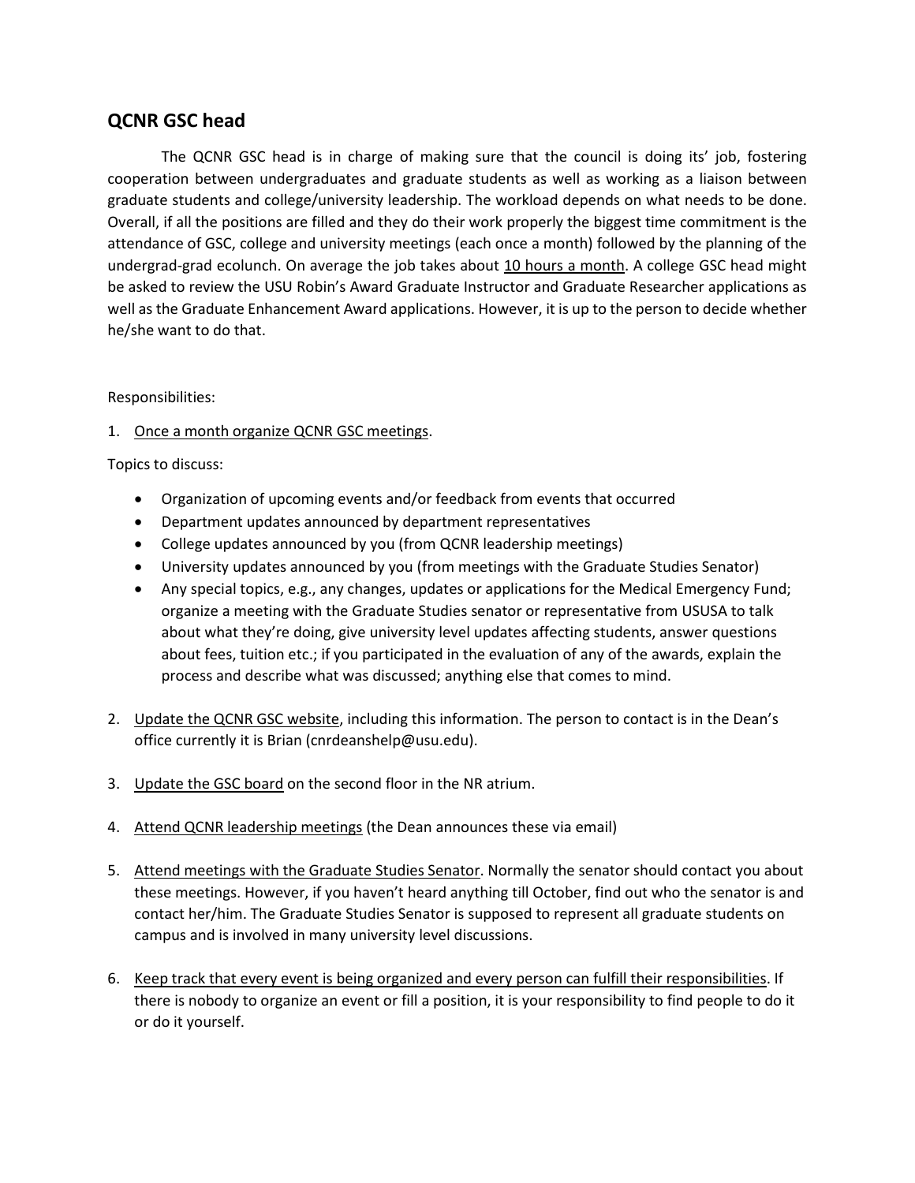## QCNR GSC head

The QCNR GSC head is in charge of making sure that the council is doing its' job, fostering cooperation between undergraduates and graduate students as well as working as a liaison between graduate students and college/university leadership. The workload depends on what needs to be done. Overall, if all the positions are filled and they do their work properly the biggest time commitment is the attendance of GSC, college and university meetings (each once a month) followed by the planning of the undergrad-grad ecolunch. On average the job takes about <u>10 hours a month</u>. A college GSC head might be asked to review the USU Robin's Award Graduate Instructor and Graduate Researcher applications as well as the Graduate Enhancement Award applications. However, it is up to the person to decide whether he/she want to do that.

Responsibilities:

1. <u>Once a month organize QCNR GSC meetings</u>.

Topics to discuss:

- Organization of upcoming events and/or feedback from events that occurred
- Department updates announced by department representatives
- College updates announced by you (from QCNR leadership meetings)
- University updates announced by you (from meetings with the Graduate Studies Senator)
- Any special topics, e.g., any changes, updates or applications for the Medical Emergency Fund; organize a meeting with the Graduate Studies senator or representative from USUSA to talk about what they're doing, give university level updates affecting students, answer questions about fees, tuition etc.; if you participated in the evaluation of any of the awards, explain the process and describe what was discussed; anything else that comes to mind.

2. <u>Update the QCNR GSC website</u>, including this information. The person to contact is in the Dean's office currently it is Brian (cnrdeanshelp@usu.edu).

3. <u>Update the GSC board</u> on the second floor in the NR atrium.

4. <u>Attend QCNR leadership meetings</u> (the Dean announces these via email)

5. <u>Attend meetings with the Graduate Studies Senator</u>. Normally the senator should contact you about these meetings. However, if you haven't heard anything till October, find out who the senator is and contact her/him. The Graduate Studies Senator is supposed to represent all graduate students on campus and is involved in many university level discussions.

6. <u>Keep track that every event is being organized and every person can fulfill their responsibilities</u>. If there is nobody to organize an event or fill a position, it is your responsibility to find people to do it or do it yourself.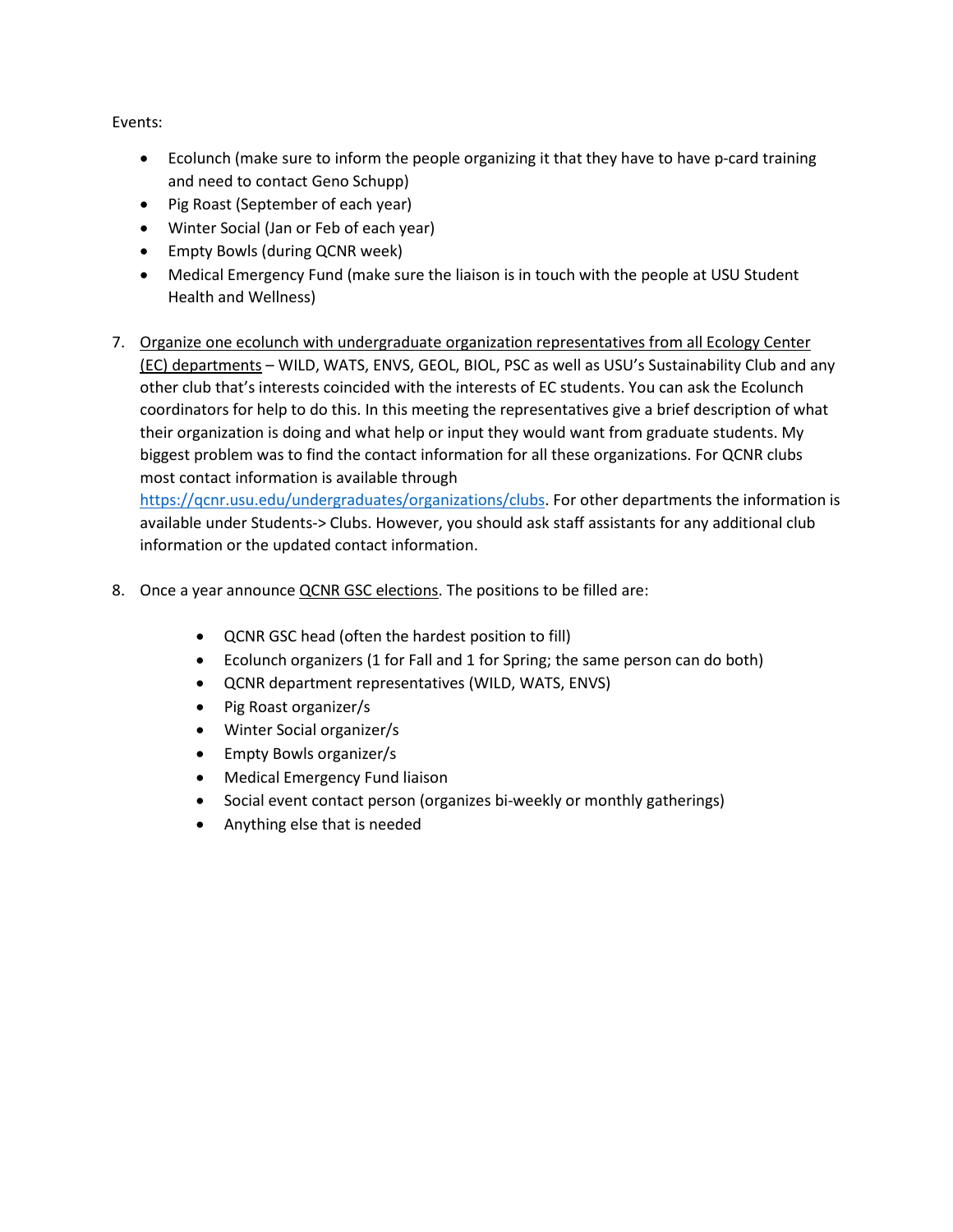Events:

- Ecolunch (make sure to inform the people organizing it that they have to have p-card training and need to contact Geno Schupp)
- Pig Roast (September of each year)
- Winter Social (Jan or Feb of each year)
- Empty Bowls (during QCNR week)
- Medical Emergency Fund (make sure the liaison is in touch with the people at USU Student Health and Wellness)

7. <u>Organize one ecolunch with undergraduate organization representatives from all Ecology Center (EC) departments</u> – WILD, WATS, ENVS, GEOL, BIOL, PSC as well as USU's Sustainability Club and any other club that's interests coincided with the interests of EC students. You can ask the Ecolunch coordinators for help to do this. In this meeting the representatives give a brief description of what their organization is doing and what help or input they would want from graduate students. My biggest problem was to find the contact information for all these organizations. For QCNR clubs most contact information is available through [https://qcnr.usu.edu/undergraduates/organizations/clubs](https://qcnr.usu.edu/undergraduates/organizations/clubs). For other departments the information is available under Students-> Clubs. However, you should ask staff assistants for any additional club information or the updated contact information.

8. Once a year announce <u>QCNR GSC elections</u>. The positions to be filled are:

    - QCNR GSC head (often the hardest position to fill)
    - Ecolunch organizers (1 for Fall and 1 for Spring; the same person can do both)
    - QCNR department representatives (WILD, WATS, ENVS)
    - Pig Roast organizer/s
    - Winter Social organizer/s
    - Empty Bowls organizer/s
    - Medical Emergency Fund liaison
    - Social event contact person (organizes bi-weekly or monthly gatherings)
    - Anything else that is needed